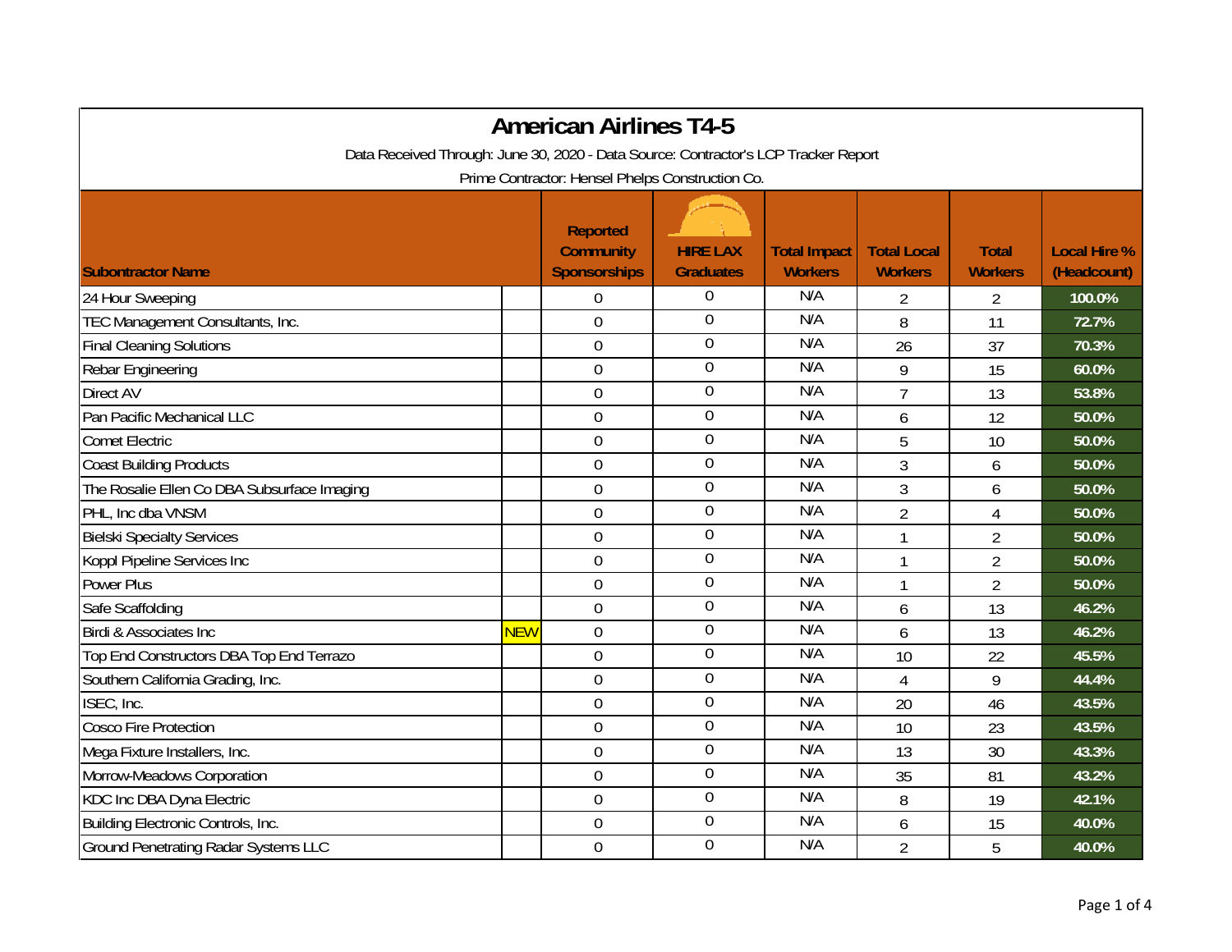# American Airlines T4-5

Data Received Through: June 30, 2020 - Data Source: Contractor's LCP Tracker Report

Prime Contractor: Hensel Phelps Construction Co.

| Subontractor Name | | Reported Community Sponsorships | HIRE LAX Graduates | Total Impact Workers | Total Local Workers | Total Workers | Local Hire % (Headcount) |
|---|---|---|---|---|---|---|---|
| 24 Hour Sweeping | | 0 | 0 | N/A | 2 | 2 | 100.0% |
| TEC Management Consultants, Inc. | | 0 | 0 | N/A | 8 | 11 | 72.7% |
| Final Cleaning Solutions | | 0 | 0 | N/A | 26 | 37 | 70.3% |
| Rebar Engineering | | 0 | 0 | N/A | 9 | 15 | 60.0% |
| Direct AV | | 0 | 0 | N/A | 7 | 13 | 53.8% |
| Pan Pacific Mechanical LLC | | 0 | 0 | N/A | 6 | 12 | 50.0% |
| Comet Electric | | 0 | 0 | N/A | 5 | 10 | 50.0% |
| Coast Building Products | | 0 | 0 | N/A | 3 | 6 | 50.0% |
| The Rosalie Ellen Co DBA Subsurface Imaging | | 0 | 0 | N/A | 3 | 6 | 50.0% |
| PHL, Inc dba VNSM | | 0 | 0 | N/A | 2 | 4 | 50.0% |
| Bielski Specialty Services | | 0 | 0 | N/A | 1 | 2 | 50.0% |
| Koppl Pipeline Services Inc | | 0 | 0 | N/A | 1 | 2 | 50.0% |
| Power Plus | | 0 | 0 | N/A | 1 | 2 | 50.0% |
| Safe Scaffolding | | 0 | 0 | N/A | 6 | 13 | 46.2% |
| Birdi & Associates Inc | NEW | 0 | 0 | N/A | 6 | 13 | 46.2% |
| Top End Constructors DBA Top End Terrazo | | 0 | 0 | N/A | 10 | 22 | 45.5% |
| Southern California Grading, Inc. | | 0 | 0 | N/A | 4 | 9 | 44.4% |
| ISEC, Inc. | | 0 | 0 | N/A | 20 | 46 | 43.5% |
| Cosco Fire Protection | | 0 | 0 | N/A | 10 | 23 | 43.5% |
| Mega Fixture Installers, Inc. | | 0 | 0 | N/A | 13 | 30 | 43.3% |
| Morrow-Meadows Corporation | | 0 | 0 | N/A | 35 | 81 | 43.2% |
| KDC Inc DBA Dyna Electric | | 0 | 0 | N/A | 8 | 19 | 42.1% |
| Building Electronic Controls, Inc. | | 0 | 0 | N/A | 6 | 15 | 40.0% |
| Ground Penetrating Radar Systems LLC | | 0 | 0 | N/A | 2 | 5 | 40.0% |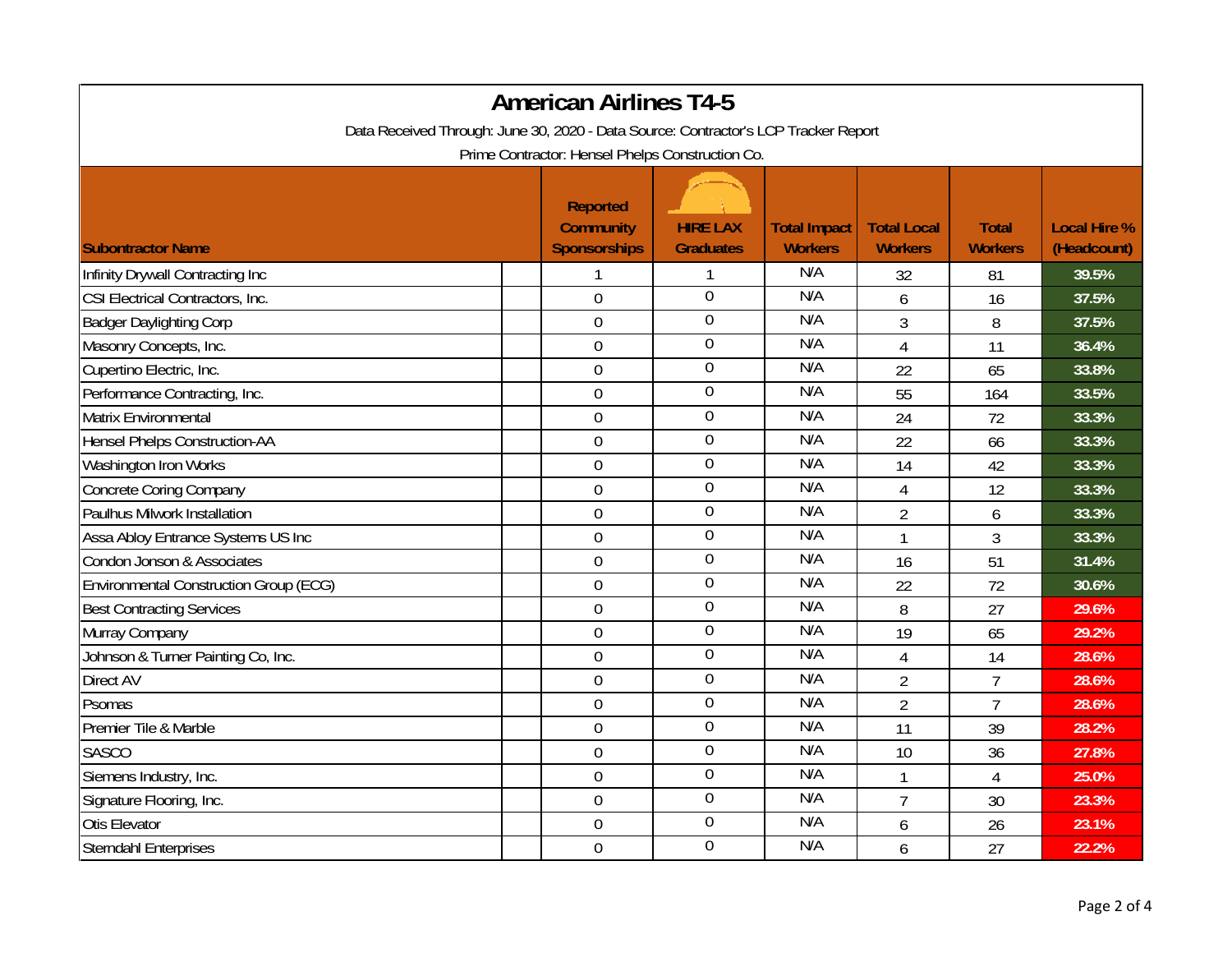# American Airlines T4-5

Data Received Through: June 30, 2020 - Data Source: Contractor's LCP Tracker Report

Prime Contractor: Hensel Phelps Construction Co.

| Subontractor Name | Reported Community Sponsorships | HIRE LAX Graduates | Total Impact Workers | Total Local Workers | Total Workers | Local Hire % (Headcount) |
|---|---|---|---|---|---|---|
| Infinity Drywall Contracting Inc | 1 | 1 | N/A | 32 | 81 | 39.5% |
| CSI Electrical Contractors, Inc. | 0 | 0 | N/A | 6 | 16 | 37.5% |
| Badger Daylighting Corp | 0 | 0 | N/A | 3 | 8 | 37.5% |
| Masonry Concepts, Inc. | 0 | 0 | N/A | 4 | 11 | 36.4% |
| Cupertino Electric, Inc. | 0 | 0 | N/A | 22 | 65 | 33.8% |
| Performance Contracting, Inc. | 0 | 0 | N/A | 55 | 164 | 33.5% |
| Matrix Environmental | 0 | 0 | N/A | 24 | 72 | 33.3% |
| Hensel Phelps Construction-AA | 0 | 0 | N/A | 22 | 66 | 33.3% |
| Washington Iron Works | 0 | 0 | N/A | 14 | 42 | 33.3% |
| Concrete Coring Company | 0 | 0 | N/A | 4 | 12 | 33.3% |
| Paulhus Milwork Installation | 0 | 0 | N/A | 2 | 6 | 33.3% |
| Assa Abloy Entrance Systems US Inc | 0 | 0 | N/A | 1 | 3 | 33.3% |
| Condon Jonson & Associates | 0 | 0 | N/A | 16 | 51 | 31.4% |
| Environmental Construction Group (ECG) | 0 | 0 | N/A | 22 | 72 | 30.6% |
| Best Contracting Services | 0 | 0 | N/A | 8 | 27 | 29.6% |
| Murray Company | 0 | 0 | N/A | 19 | 65 | 29.2% |
| Johnson & Turner Painting Co, Inc. | 0 | 0 | N/A | 4 | 14 | 28.6% |
| Direct AV | 0 | 0 | N/A | 2 | 7 | 28.6% |
| Psomas | 0 | 0 | N/A | 2 | 7 | 28.6% |
| Premier Tile & Marble | 0 | 0 | N/A | 11 | 39 | 28.2% |
| SASCO | 0 | 0 | N/A | 10 | 36 | 27.8% |
| Siemens Industry, Inc. | 0 | 0 | N/A | 1 | 4 | 25.0% |
| Signature Flooring, Inc. | 0 | 0 | N/A | 7 | 30 | 23.3% |
| Otis Elevator | 0 | 0 | N/A | 6 | 26 | 23.1% |
| Sterndahl Enterprises | 0 | 0 | N/A | 6 | 27 | 22.2% |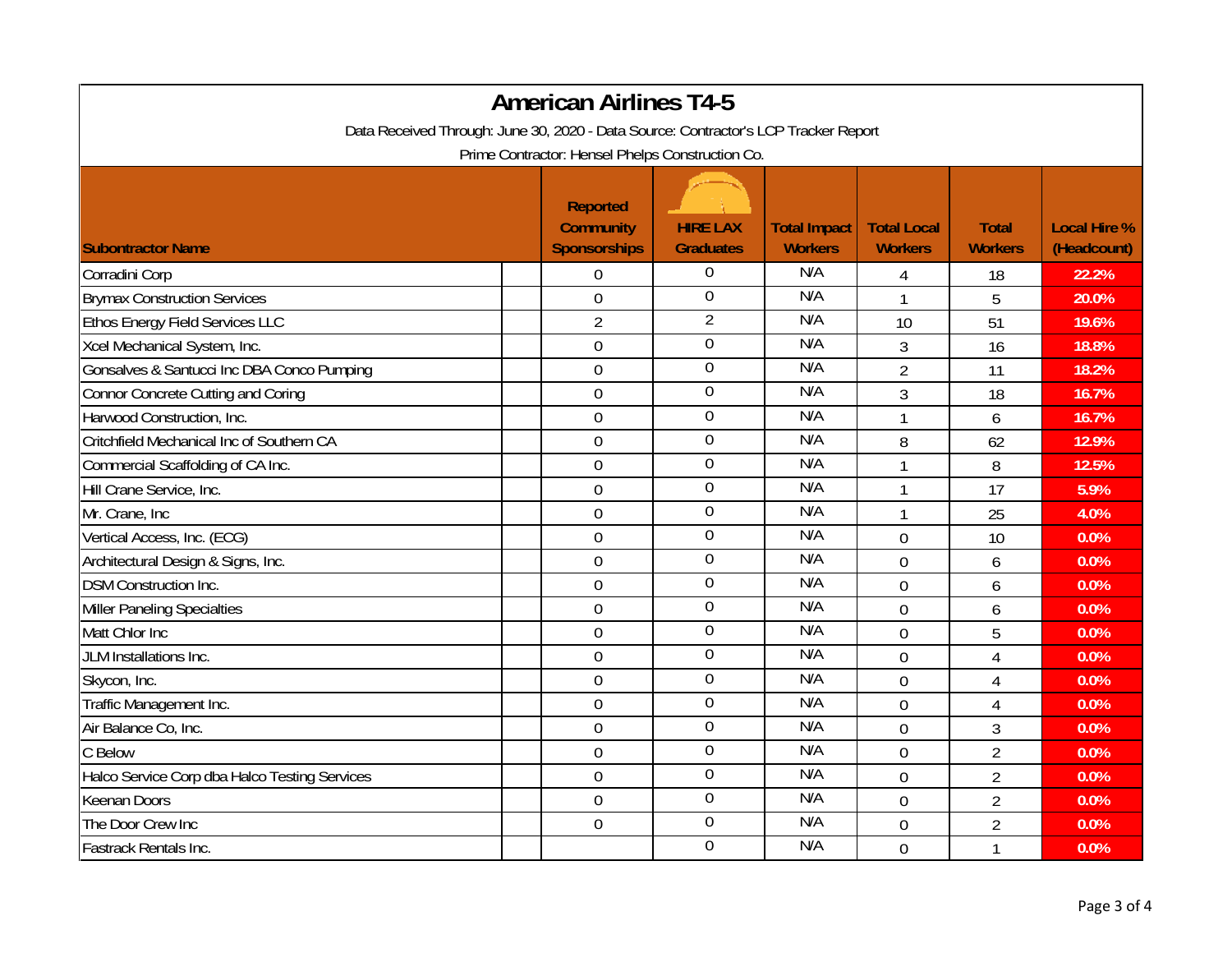# American Airlines T4-5

Data Received Through: June 30, 2020 - Data Source: Contractor's LCP Tracker Report

Prime Contractor: Hensel Phelps Construction Co.

| Subontractor Name | Reported Community Sponsorships | HIRE LAX Graduates | Total Impact Workers | Total Local Workers | Total Workers | Local Hire % (Headcount) |
|---|---|---|---|---|---|---|
| Corradini Corp | 0 | 0 | N/A | 4 | 18 | 22.2% |
| Brymax Construction Services | 0 | 0 | N/A | 1 | 5 | 20.0% |
| Ethos Energy Field Services LLC | 2 | 2 | N/A | 10 | 51 | 19.6% |
| Xcel Mechanical System, Inc. | 0 | 0 | N/A | 3 | 16 | 18.8% |
| Gonsalves & Santucci Inc DBA Conco Pumping | 0 | 0 | N/A | 2 | 11 | 18.2% |
| Connor Concrete Cutting and Coring | 0 | 0 | N/A | 3 | 18 | 16.7% |
| Harwood Construction, Inc. | 0 | 0 | N/A | 1 | 6 | 16.7% |
| Critchfield Mechanical Inc of Southern CA | 0 | 0 | N/A | 8 | 62 | 12.9% |
| Commercial Scaffolding of CA Inc. | 0 | 0 | N/A | 1 | 8 | 12.5% |
| Hill Crane Service, Inc. | 0 | 0 | N/A | 1 | 17 | 5.9% |
| Mr. Crane, Inc | 0 | 0 | N/A | 1 | 25 | 4.0% |
| Vertical Access, Inc. (ECG) | 0 | 0 | N/A | 0 | 10 | 0.0% |
| Architectural Design & Signs, Inc. | 0 | 0 | N/A | 0 | 6 | 0.0% |
| DSM Construction Inc. | 0 | 0 | N/A | 0 | 6 | 0.0% |
| Miller Paneling Specialties | 0 | 0 | N/A | 0 | 6 | 0.0% |
| Matt Chlor Inc | 0 | 0 | N/A | 0 | 5 | 0.0% |
| JLM Installations Inc. | 0 | 0 | N/A | 0 | 4 | 0.0% |
| Skycon, Inc. | 0 | 0 | N/A | 0 | 4 | 0.0% |
| Traffic Management Inc. | 0 | 0 | N/A | 0 | 4 | 0.0% |
| Air Balance Co, Inc. | 0 | 0 | N/A | 0 | 3 | 0.0% |
| C Below | 0 | 0 | N/A | 0 | 2 | 0.0% |
| Halco Service Corp dba Halco Testing Services | 0 | 0 | N/A | 0 | 2 | 0.0% |
| Keenan Doors | 0 | 0 | N/A | 0 | 2 | 0.0% |
| The Door Crew Inc | 0 | 0 | N/A | 0 | 2 | 0.0% |
| Fastrack Rentals Inc. | | 0 | N/A | 0 | 1 | 0.0% |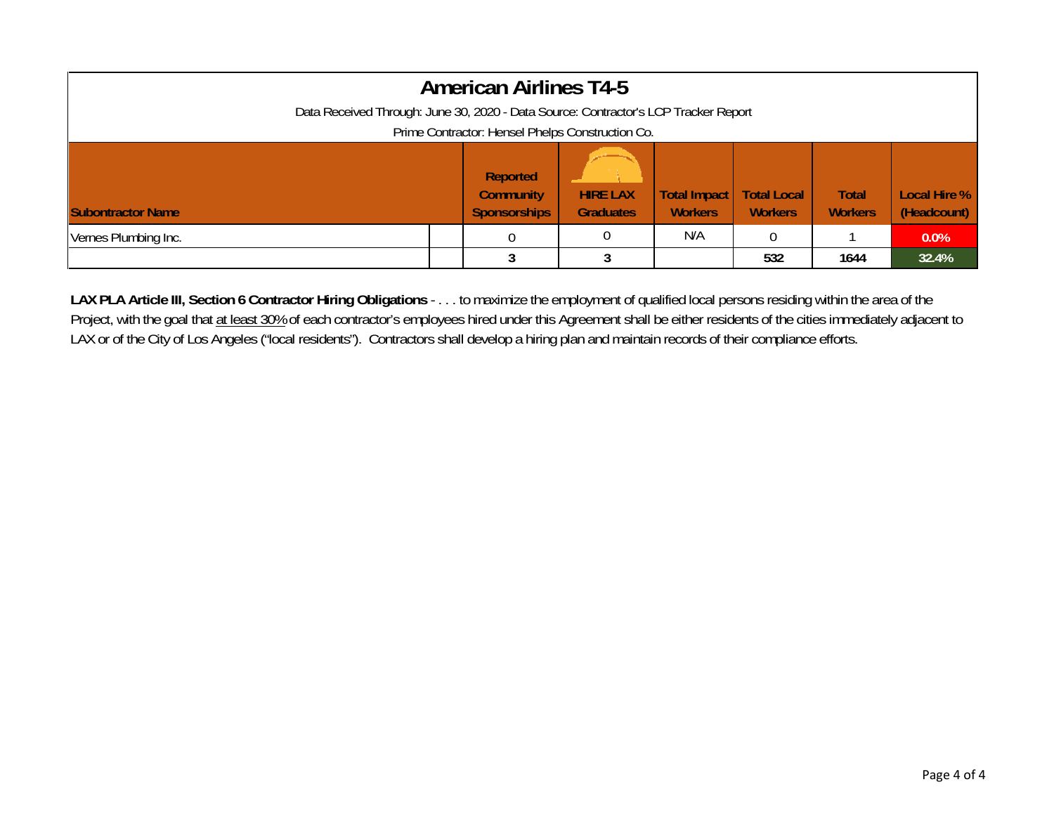# American Airlines T4-5

Data Received Through: June 30, 2020 - Data Source: Contractor's LCP Tracker Report

Prime Contractor: Hensel Phelps Construction Co.

| Subontractor Name | | Reported Community Sponsorships | HIRE LAX Graduates | Total Impact Workers | Total Local Workers | Total Workers | Local Hire % (Headcount) |
|---|---|---|---|---|---|---|---|
| Vernes Plumbing Inc. | | 0 | 0 | N/A | 0 | 1 | 0.0% |
| | | **3** | **3** | | **532** | **1644** | **32.4%** |

**LAX PLA Article III, Section 6 Contractor Hiring Obligations** - . . . to maximize the employment of qualified local persons residing within the area of the Project, with the goal that at least 30% of each contractor's employees hired under this Agreement shall be either residents of the cities immediately adjacent to LAX or of the City of Los Angeles ("local residents"). Contractors shall develop a hiring plan and maintain records of their compliance efforts.